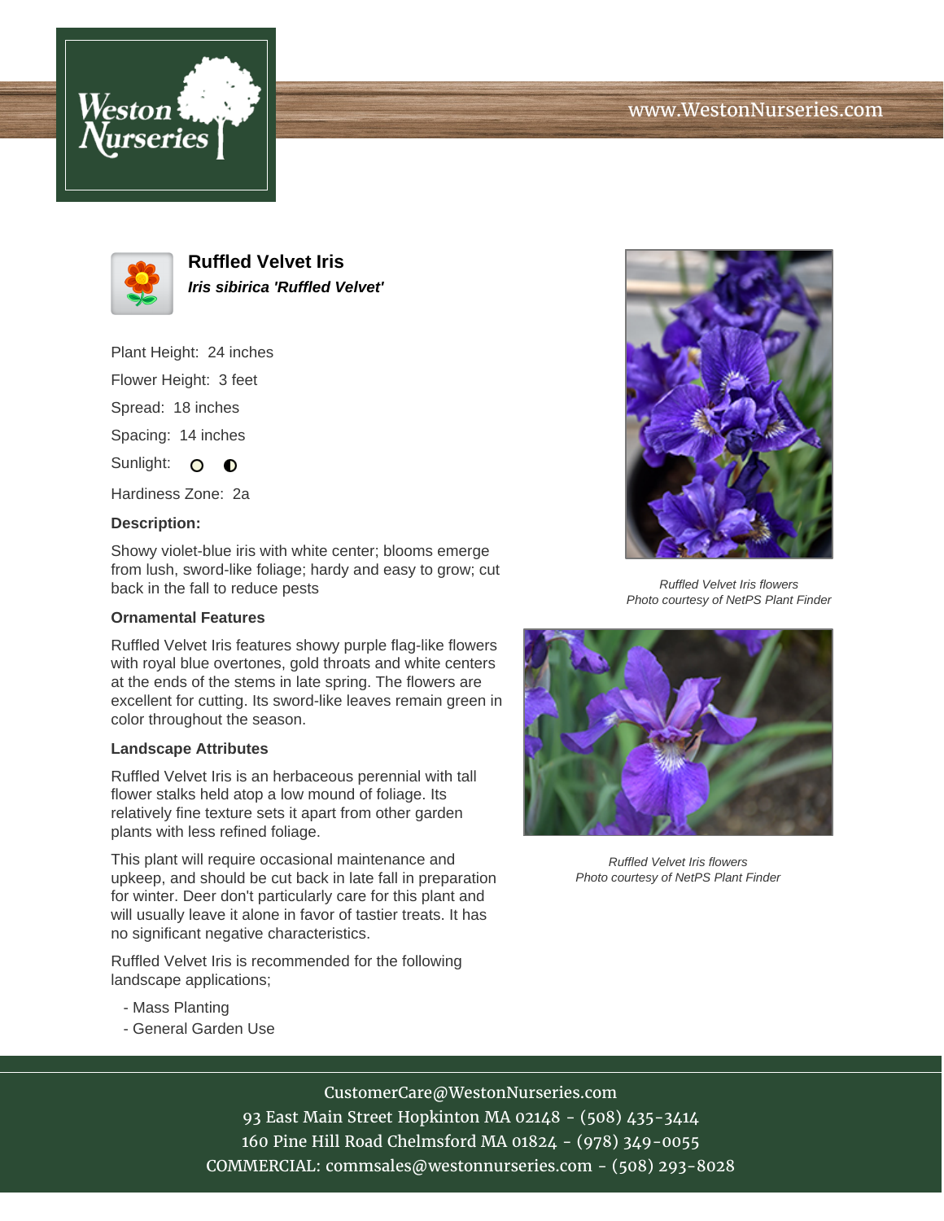# Ruffled Velvet Iris

***Iris sibirica 'Ruffled Velvet'***

Plant Height: 24 inches

Flower Height: 3 feet

Spread: 18 inches

Spacing: 14 inches

Sunlight: ○ ◐

Hardiness Zone: 2a

**Description:**

Showy violet-blue iris with white center; blooms emerge from lush, sword-like foliage; hardy and easy to grow; cut back in the fall to reduce pests

### Ornamental Features

Ruffled Velvet Iris features showy purple flag-like flowers with royal blue overtones, gold throats and white centers at the ends of the stems in late spring. The flowers are excellent for cutting. Its sword-like leaves remain green in color throughout the season.

### Landscape Attributes

Ruffled Velvet Iris is an herbaceous perennial with tall flower stalks held atop a low mound of foliage. Its relatively fine texture sets it apart from other garden plants with less refined foliage.

This plant will require occasional maintenance and upkeep, and should be cut back in late fall in preparation for winter. Deer don't particularly care for this plant and will usually leave it alone in favor of tastier treats. It has no significant negative characteristics.

Ruffled Velvet Iris is recommended for the following landscape applications;

- Mass Planting
- General Garden Use

*Ruffled Velvet Iris flowers*
*Photo courtesy of NetPS Plant Finder*

*Ruffled Velvet Iris flowers*
*Photo courtesy of NetPS Plant Finder*

CustomerCare@WestonNurseries.com
93 East Main Street Hopkinton MA 02148 - (508) 435-3414
160 Pine Hill Road Chelmsford MA 01824 - (978) 349-0055
COMMERCIAL: commsales@westonnurseries.com - (508) 293-8028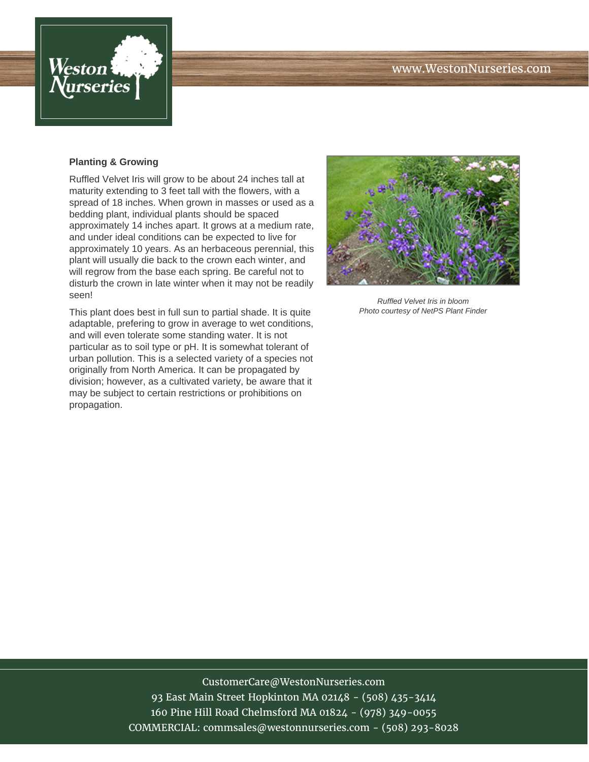### Planting & Growing

Ruffled Velvet Iris will grow to be about 24 inches tall at maturity extending to 3 feet tall with the flowers, with a spread of 18 inches. When grown in masses or used as a bedding plant, individual plants should be spaced approximately 14 inches apart. It grows at a medium rate, and under ideal conditions can be expected to live for approximately 10 years. As an herbaceous perennial, this plant will usually die back to the crown each winter, and will regrow from the base each spring. Be careful not to disturb the crown in late winter when it may not be readily seen!

This plant does best in full sun to partial shade. It is quite adaptable, prefering to grow in average to wet conditions, and will even tolerate some standing water. It is not particular as to soil type or pH. It is somewhat tolerant of urban pollution. This is a selected variety of a species not originally from North America. It can be propagated by division; however, as a cultivated variety, be aware that it may be subject to certain restrictions or prohibitions on propagation.

*Ruffled Velvet Iris in bloom*
*Photo courtesy of NetPS Plant Finder*

CustomerCare@WestonNurseries.com
93 East Main Street Hopkinton MA 02148 - (508) 435-3414
160 Pine Hill Road Chelmsford MA 01824 - (978) 349-0055
COMMERCIAL: commsales@westonnurseries.com - (508) 293-8028